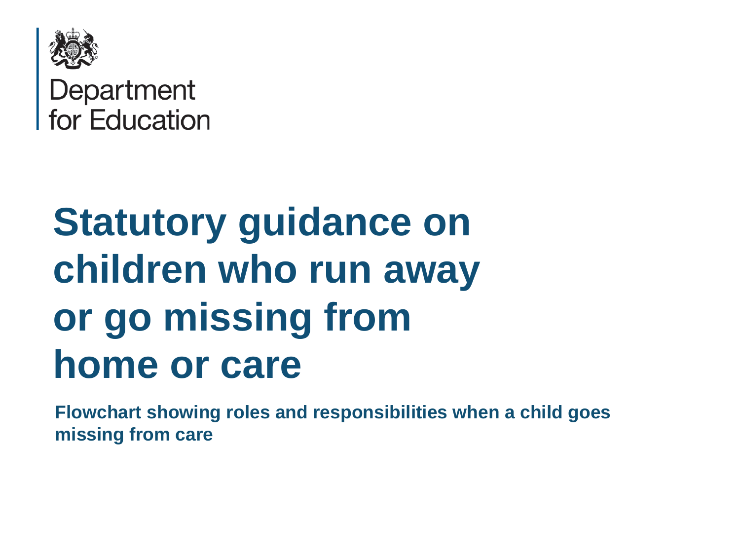Department for Education

# Statutory guidance on children who run away or go missing from home or care

**Flowchart showing roles and responsibilities when a child goes missing from care**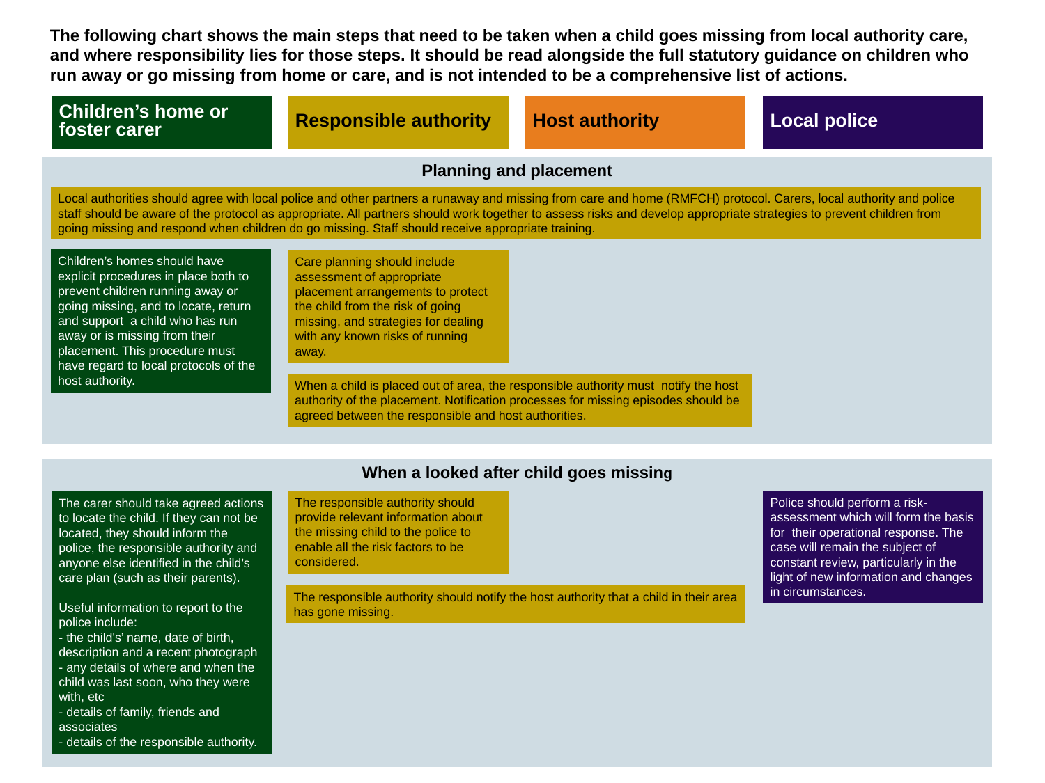**The following chart shows the main steps that need to be taken when a child goes missing from local authority care, and where responsibility lies for those steps. It should be read alongside the full statutory guidance on children who run away or go missing from home or care, and is not intended to be a comprehensive list of actions.**

| Children's home or foster carer | Responsible authority | Host authority | Local police |
|---|---|---|---|

## Planning and placement

**All partners (responsible authority):** Local authorities should agree with local police and other partners a runaway and missing from care and home (RMFCH) protocol. Carers, local authority and police staff should be aware of the protocol as appropriate. All partners should work together to assess risks and develop appropriate strategies to prevent children from going missing and respond when children do go missing. Staff should receive appropriate training.

**Children's home or foster carer:** Children's homes should have explicit procedures in place both to prevent children running away or going missing, and to locate, return and support a child who has run away or is missing from their placement. This procedure must have regard to local protocols of the host authority.

**Responsible authority:** Care planning should include assessment of appropriate placement arrangements to protect the child from the risk of going missing, and strategies for dealing with any known risks of running away.

**Responsible authority / Host authority:** When a child is placed out of area, the responsible authority must notify the host authority of the placement. Notification processes for missing episodes should be agreed between the responsible and host authorities.

## When a looked after child goes missing

**Children's home or foster carer:** The carer should take agreed actions to locate the child. If they can not be located, they should inform the police, the responsible authority and anyone else identified in the child's care plan (such as their parents).

Useful information to report to the police include:
- the child's' name, date of birth, description and a recent photograph
- any details of where and when the child was last soon, who they were with, etc
- details of family, friends and associates
- details of the responsible authority.

**Responsible authority:** The responsible authority should provide relevant information about the missing child to the police to enable all the risk factors to be considered.

**Responsible authority / Host authority:** The responsible authority should notify the host authority that a child in their area has gone missing.

**Local police:** Police should perform a risk-assessment which will form the basis for their operational response. The case will remain the subject of constant review, particularly in the light of new information and changes in circumstances.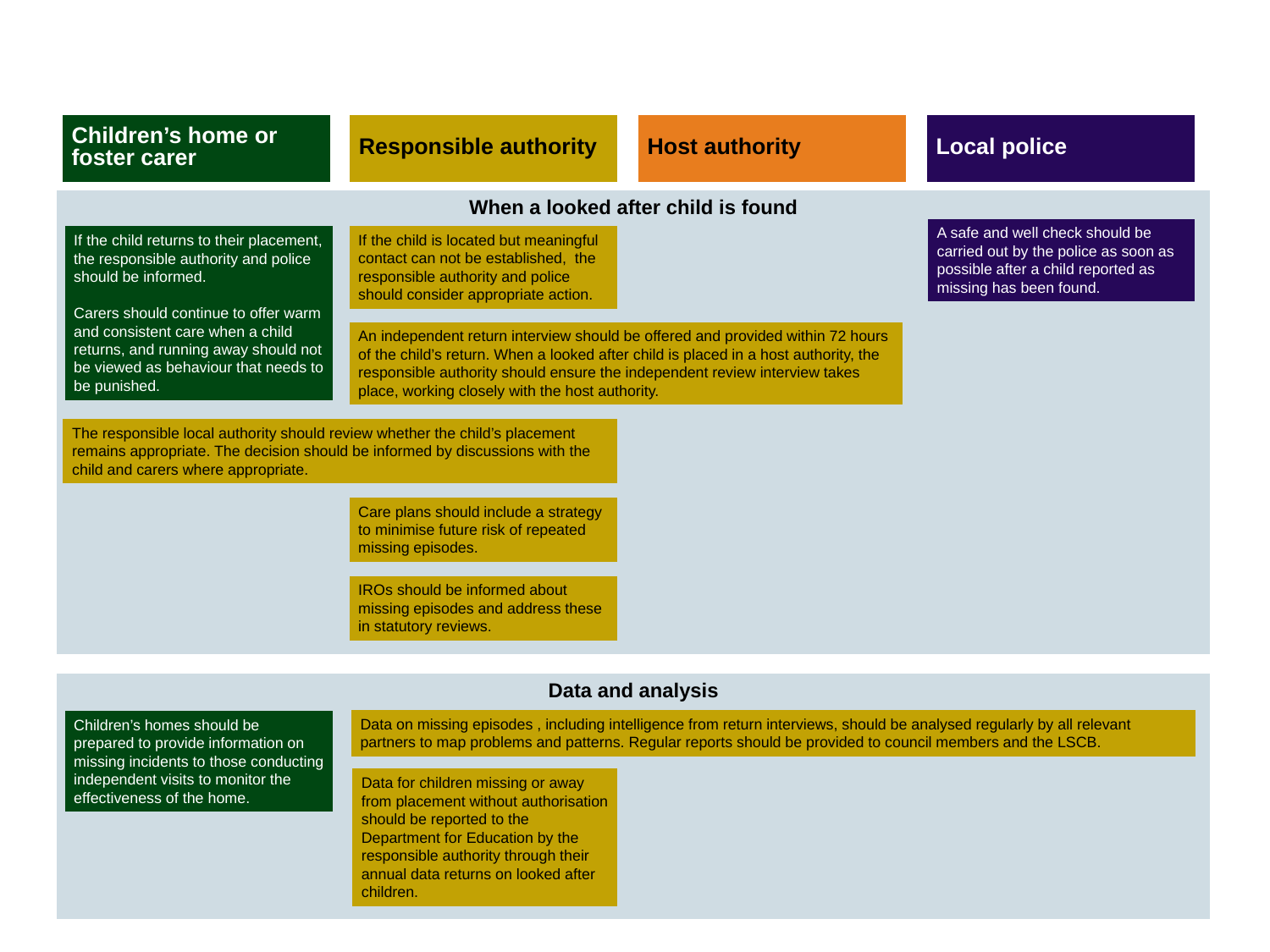| Children's home or foster carer | Responsible authority | Host authority | Local police |
|---|---|---|---|

## When a looked after child is found

**Children's home or foster carer**

If the child returns to their placement, the responsible authority and police should be informed.

Carers should continue to offer warm and consistent care when a child returns, and running away should not be viewed as behaviour that needs to be punished.

**Responsible authority**

If the child is located but meaningful contact can not be established, the responsible authority and police should consider appropriate action.

**Responsible authority (working with host authority)**

An independent return interview should be offered and provided within 72 hours of the child's return. When a looked after child is placed in a host authority, the responsible authority should ensure the independent review interview takes place, working closely with the host authority.

**Local police**

A safe and well check should be carried out by the police as soon as possible after a child reported as missing has been found.

**Responsible authority (with children's home or foster carer)**

The responsible local authority should review whether the child's placement remains appropriate. The decision should be informed by discussions with the child and carers where appropriate.

**Responsible authority**

Care plans should include a strategy to minimise future risk of repeated missing episodes.

IROs should be informed about missing episodes and address these in statutory reviews.

## Data and analysis

**Children's home or foster carer**

Children's homes should be prepared to provide information on missing incidents to those conducting independent visits to monitor the effectiveness of the home.

**Responsible authority (all relevant partners)**

Data on missing episodes , including intelligence from return interviews, should be analysed regularly by all relevant partners to map problems and patterns. Regular reports should be provided to council members and the LSCB.

**Responsible authority**

Data for children missing or away from placement without authorisation should be reported to the Department for Education by the responsible authority through their annual data returns on looked after children.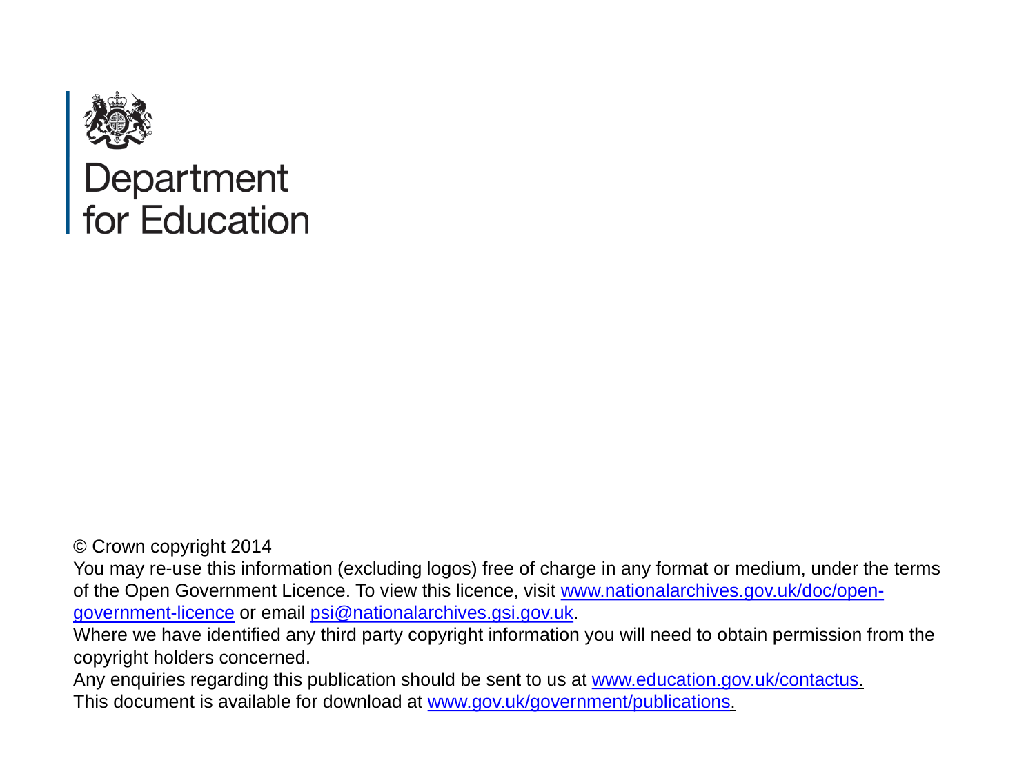Department for Education

© Crown copyright 2014

You may re-use this information (excluding logos) free of charge in any format or medium, under the terms of the Open Government Licence. To view this licence, visit www.nationalarchives.gov.uk/doc/open-government-licence or email psi@nationalarchives.gsi.gov.uk.

Where we have identified any third party copyright information you will need to obtain permission from the copyright holders concerned.

Any enquiries regarding this publication should be sent to us at www.education.gov.uk/contactus.

This document is available for download at www.gov.uk/government/publications.